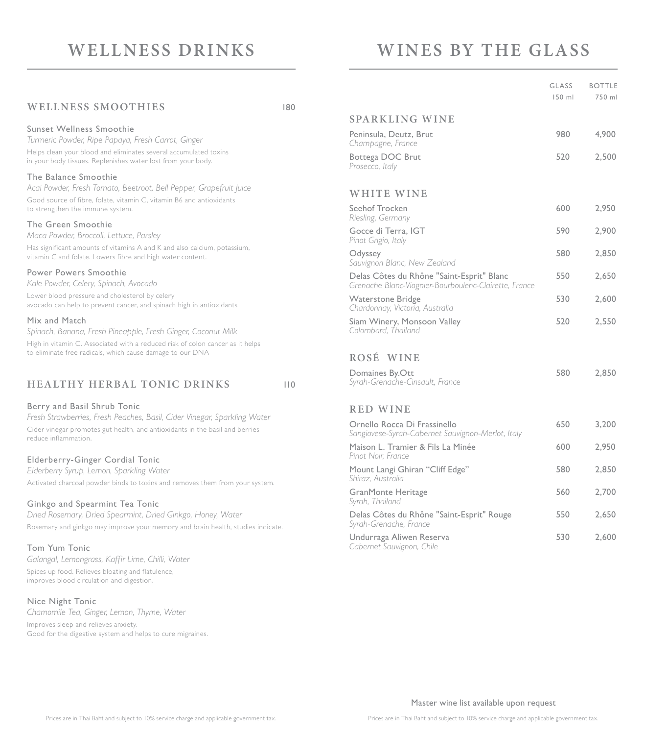# WELLNESS DRINKS

## WELLNESS SMOOTHIES 180

**Sunset Wellness Smoothie**
*Turmeric Powder, Ripe Papaya, Fresh Carrot, Ginger*
Helps clean your blood and eliminates several accumulated toxins in your body tissues. Replenishes water lost from your body.

**The Balance Smoothie**
*Acai Powder, Fresh Tomato, Beetroot, Bell Pepper, Grapefruit Juice*
Good source of fibre, folate, vitamin C, vitamin B6 and antioxidants to strengthen the immune system.

**The Green Smoothie**
*Maca Powder, Broccoli, Lettuce, Parsley*
Has significant amounts of vitamins A and K and also calcium, potassium, vitamin C and folate. Lowers fibre and high water content.

**Power Powers Smoothie**
*Kale Powder, Celery, Spinach, Avocado*
Lower blood pressure and cholesterol by celery avocado can help to prevent cancer, and spinach high in antioxidants

**Mix and Match**
*Spinach, Banana, Fresh Pineapple, Fresh Ginger, Coconut Milk*
High in vitamin C. Associated with a reduced risk of colon cancer as it helps to eliminate free radicals, which cause damage to our DNA

## HEALTHY HERBAL TONIC DRINKS 110

**Berry and Basil Shrub Tonic**
*Fresh Strawberries, Fresh Peaches, Basil, Cider Vinegar, Sparkling Water*
Cider vinegar promotes gut health, and antioxidants in the basil and berries reduce inflammation.

**Elderberry-Ginger Cordial Tonic**
*Elderberry Syrup, Lemon, Sparkling Water*
Activated charcoal powder binds to toxins and removes them from your system.

**Ginkgo and Spearmint Tea Tonic**
*Dried Rosemary, Dried Spearmint, Dried Ginkgo, Honey, Water*
Rosemary and ginkgo may improve your memory and brain health, studies indicate.

**Tom Yum Tonic**
*Galangal, Lemongrass, Kaffir Lime, Chilli, Water*
Spices up food. Relieves bloating and flatulence, improves blood circulation and digestion.

**Nice Night Tonic**
*Chamomile Tea, Ginger, Lemon, Thyme, Water*
Improves sleep and relieves anxiety. Good for the digestive system and helps to cure migraines.

Prices are in Thai Baht and subject to 10% service charge and applicable government tax.

# WINES BY THE GLASS

| | GLASS 150 ml | BOTTLE 750 ml |
|---|---|---|
| **SPARKLING WINE** | | |
| Peninsula, Deutz, Brut<br>*Champagne, France* | 980 | 4,900 |
| Bottega DOC Brut<br>*Prosecco, Italy* | 520 | 2,500 |
| **WHITE WINE** | | |
| Seehof Trocken<br>*Riesling, Germany* | 600 | 2,950 |
| Gocce di Terra, IGT<br>*Pinot Grigio, Italy* | 590 | 2,900 |
| Odyssey<br>*Sauvignon Blanc, New Zealand* | 580 | 2,850 |
| Delas Côtes du Rhône "Saint-Esprit" Blanc<br>*Grenache Blanc-Viognier-Bourboulenc-Clairette, France* | 550 | 2,650 |
| Waterstone Bridge<br>*Chardonnay, Victoria, Australia* | 530 | 2,600 |
| Siam Winery, Monsoon Valley<br>*Colombard, Thailand* | 520 | 2,550 |
| **ROSÉ WINE** | | |
| Domaines By.Ott<br>*Syrah-Grenache-Cinsault, France* | 580 | 2,850 |
| **RED WINE** | | |
| Ornello Rocca Di Frassinello<br>*Sangiovese-Syrah-Cabernet Sauvignon-Merlot, Italy* | 650 | 3,200 |
| Maison L. Tramier & Fils La Minée<br>*Pinot Noir, France* | 600 | 2,950 |
| Mount Langi Ghiran "Cliff Edge"<br>*Shiraz, Australia* | 580 | 2,850 |
| GranMonte Heritage<br>*Syrah, Thailand* | 560 | 2,700 |
| Delas Côtes du Rhône "Saint-Esprit" Rouge<br>*Syrah-Grenache, France* | 550 | 2,650 |
| Undurraga Aliwen Reserva<br>*Cabernet Sauvignon, Chile* | 530 | 2,600 |

Master wine list available upon request

Prices are in Thai Baht and subject to 10% service charge and applicable government tax.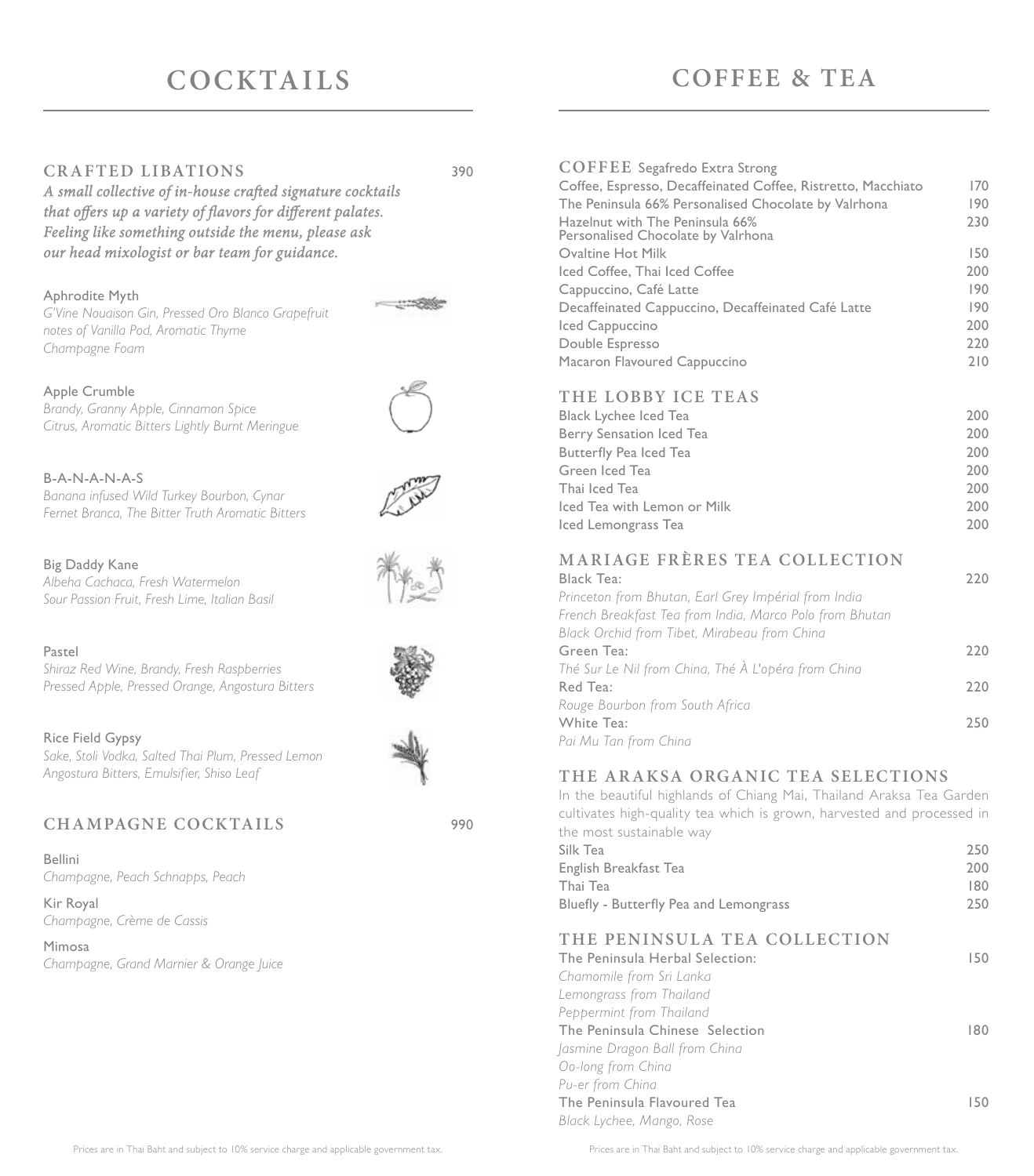# COCKTAILS

## CRAFTED LIBATIONS — 390

***A small collective of in-house crafted signature cocktails that offers up a variety of flavors for different palates. Feeling like something outside the menu, please ask our head mixologist or bar team for guidance.***

Aphrodite Myth
*G'Vine Nouaison Gin, Pressed Oro Blanco Grapefruit notes of Vanilla Pod, Aromatic Thyme Champagne Foam*

Apple Crumble
*Brandy, Granny Apple, Cinnamon Spice Citrus, Aromatic Bitters Lightly Burnt Meringue*

B-A-N-A-N-A-S
*Banana infused Wild Turkey Bourbon, Cynar Fernet Branca, The Bitter Truth Aromatic Bitters*

Big Daddy Kane
*Albeha Cachaca, Fresh Watermelon Sour Passion Fruit, Fresh Lime, Italian Basil*

Pastel
*Shiraz Red Wine, Brandy, Fresh Raspberries Pressed Apple, Pressed Orange, Angostura Bitters*

Rice Field Gypsy
*Sake, Stoli Vodka, Salted Thai Plum, Pressed Lemon Angostura Bitters, Emulsifier, Shiso Leaf*

## CHAMPAGNE COCKTAILS — 990

Bellini
*Champagne, Peach Schnapps, Peach*

Kir Royal
*Champagne, Crème de Cassis*

Mimosa
*Champagne, Grand Marnier & Orange Juice*

Prices are in Thai Baht and subject to 10% service charge and applicable government tax.

# COFFEE & TEA

## COFFEE Segafredo Extra Strong

| Item | Price |
|---|---|
| Coffee, Espresso, Decaffeinated Coffee, Ristretto, Macchiato | 170 |
| The Peninsula 66% Personalised Chocolate by Valrhona | 190 |
| Hazelnut with The Peninsula 66% Personalised Chocolate by Valrhona | 230 |
| Ovaltine Hot Milk | 150 |
| Iced Coffee, Thai Iced Coffee | 200 |
| Cappuccino, Café Latte | 190 |
| Decaffeinated Cappuccino, Decaffeinated Café Latte | 190 |
| Iced Cappuccino | 200 |
| Double Espresso | 220 |
| Macaron Flavoured Cappuccino | 210 |

## THE LOBBY ICE TEAS

| Item | Price |
|---|---|
| Black Lychee Iced Tea | 200 |
| Berry Sensation Iced Tea | 200 |
| Butterfly Pea Iced Tea | 200 |
| Green Iced Tea | 200 |
| Thai Iced Tea | 200 |
| Iced Tea with Lemon or Milk | 200 |
| Iced Lemongrass Tea | 200 |

## MARIAGE FRÈRES TEA COLLECTION

Black Tea: — 220
*Princeton from Bhutan, Earl Grey Impérial from India French Breakfast Tea from India, Marco Polo from Bhutan Black Orchid from Tibet, Mirabeau from China*

Green Tea: — 220
*Thé Sur Le Nil from China, Thé À L'opéra from China*

Red Tea: — 220
*Rouge Bourbon from South Africa*

White Tea: — 250
*Pai Mu Tan from China*

## THE ARAKSA ORGANIC TEA SELECTIONS

In the beautiful highlands of Chiang Mai, Thailand Araksa Tea Garden cultivates high-quality tea which is grown, harvested and processed in the most sustainable way

| Item | Price |
|---|---|
| Silk Tea | 250 |
| English Breakfast Tea | 200 |
| Thai Tea | 180 |
| Bluefly - Butterfly Pea and Lemongrass | 250 |

## THE PENINSULA TEA COLLECTION

The Peninsula Herbal Selection: — 150
*Chamomile from Sri Lanka*
*Lemongrass from Thailand*
*Peppermint from Thailand*

The Peninsula Chinese Selection — 180
*Jasmine Dragon Ball from China*
*Oo-long from China*
*Pu-er from China*

The Peninsula Flavoured Tea — 150
*Black Lychee, Mango, Rose*

Prices are in Thai Baht and subject to 10% service charge and applicable government tax.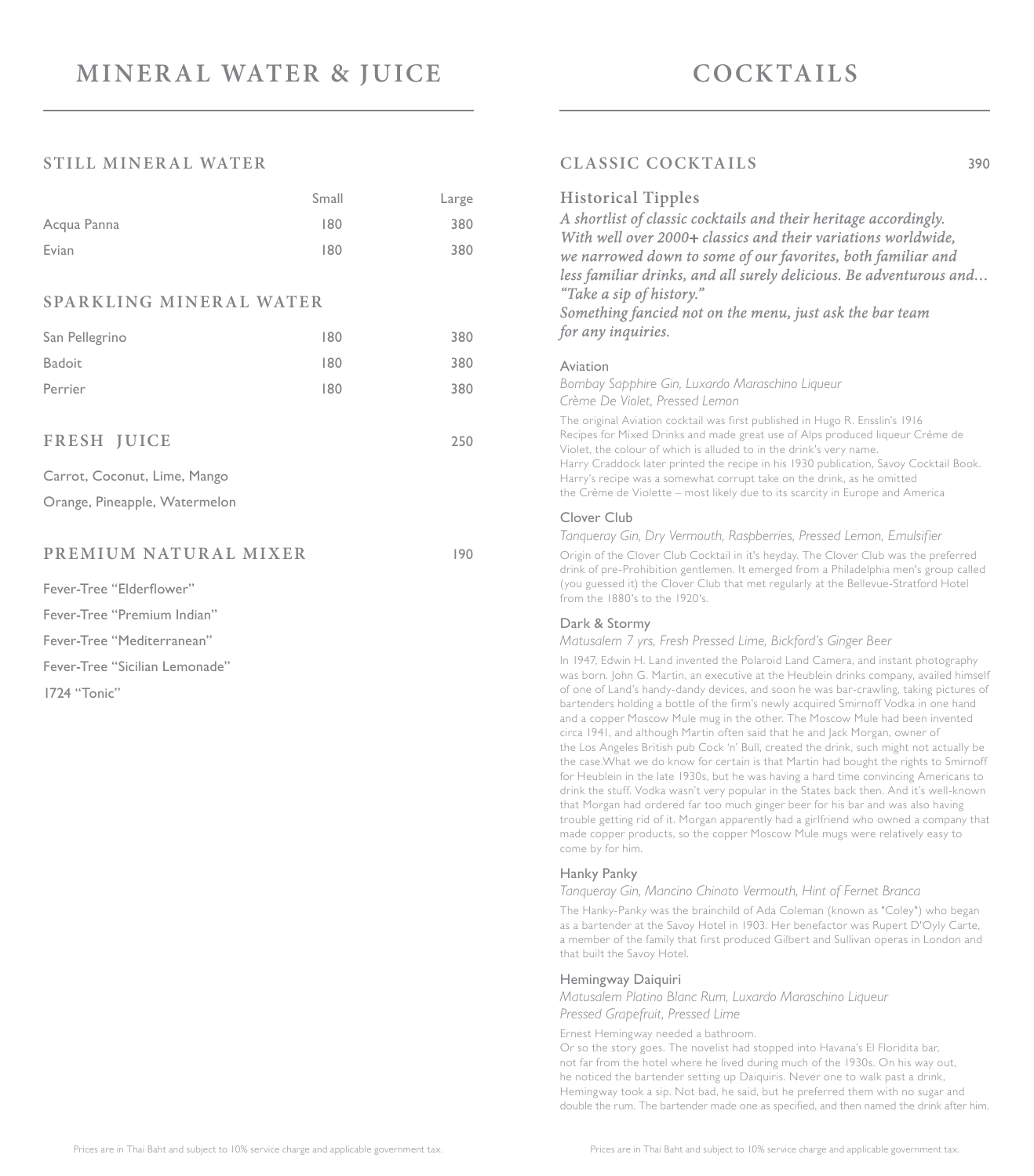# MINERAL WATER & JUICE

## STILL MINERAL WATER

| | Small | Large |
|---|---|---|
| Acqua Panna | 180 | 380 |
| Evian | 180 | 380 |

## SPARKLING MINERAL WATER

| | Small | Large |
|---|---|---|
| San Pellegrino | 180 | 380 |
| Badoit | 180 | 380 |
| Perrier | 180 | 380 |

## FRESH JUICE 250

Carrot, Coconut, Lime, Mango

Orange, Pineapple, Watermelon

## PREMIUM NATURAL MIXER 190

Fever-Tree "Elderflower"

Fever-Tree "Premium Indian"

Fever-Tree "Mediterranean"

Fever-Tree "Sicilian Lemonade"

1724 "Tonic"

Prices are in Thai Baht and subject to 10% service charge and applicable government tax.

# COCKTAILS

## CLASSIC COCKTAILS 390

### Historical Tipples

***A shortlist of classic cocktails and their heritage accordingly. With well over 2000+ classics and their variations worldwide, we narrowed down to some of our favorites, both familiar and less familiar drinks, and all surely delicious. Be adventurous and… "Take a sip of history." Something fancied not on the menu, just ask the bar team for any inquiries.***

**Aviation**

*Bombay Sapphire Gin, Luxardo Maraschino Liqueur Crème De Violet, Pressed Lemon*

The original Aviation cocktail was first published in Hugo R. Ensslin's 1916 Recipes for Mixed Drinks and made great use of Alps produced liqueur Crème de Violet, the colour of which is alluded to in the drink's very name. Harry Craddock later printed the recipe in his 1930 publication, Savoy Cocktail Book. Harry's recipe was a somewhat corrupt take on the drink, as he omitted the Crème de Violette – most likely due to its scarcity in Europe and America

**Clover Club**

*Tanqueray Gin, Dry Vermouth, Raspberries, Pressed Lemon, Emulsifier*

Origin of the Clover Club Cocktail in it's heyday. The Clover Club was the preferred drink of pre-Prohibition gentlemen. It emerged from a Philadelphia men's group called (you guessed it) the Clover Club that met regularly at the Bellevue-Stratford Hotel from the 1880's to the 1920's.

**Dark & Stormy**

*Matusalem 7 yrs, Fresh Pressed Lime, Bickford's Ginger Beer*

In 1947, Edwin H. Land invented the Polaroid Land Camera, and instant photography was born. John G. Martin, an executive at the Heublein drinks company, availed himself of one of Land's handy-dandy devices, and soon he was bar-crawling, taking pictures of bartenders holding a bottle of the firm's newly acquired Smirnoff Vodka in one hand and a copper Moscow Mule mug in the other. The Moscow Mule had been invented circa 1941, and although Martin often said that he and Jack Morgan, owner of the Los Angeles British pub Cock 'n' Bull, created the drink, such might not actually be the case.What we do know for certain is that Martin had bought the rights to Smirnoff for Heublein in the late 1930s, but he was having a hard time convincing Americans to drink the stuff. Vodka wasn't very popular in the States back then. And it's well-known that Morgan had ordered far too much ginger beer for his bar and was also having trouble getting rid of it. Morgan apparently had a girlfriend who owned a company that made copper products, so the copper Moscow Mule mugs were relatively easy to come by for him.

**Hanky Panky**

*Tanqueray Gin, Mancino Chinato Vermouth, Hint of Fernet Branca*

The Hanky-Panky was the brainchild of Ada Coleman (known as "Coley") who began as a bartender at the Savoy Hotel in 1903. Her benefactor was Rupert D'Oyly Carte, a member of the family that first produced Gilbert and Sullivan operas in London and that built the Savoy Hotel.

**Hemingway Daiquiri**

*Matusalem Platino Blanc Rum, Luxardo Maraschino Liqueur Pressed Grapefruit, Pressed Lime*

Ernest Hemingway needed a bathroom.
Or so the story goes. The novelist had stopped into Havana's El Floridita bar, not far from the hotel where he lived during much of the 1930s. On his way out, he noticed the bartender setting up Daiquiris. Never one to walk past a drink, Hemingway took a sip. Not bad, he said, but he preferred them with no sugar and double the rum. The bartender made one as specified, and then named the drink after him.

Prices are in Thai Baht and subject to 10% service charge and applicable government tax.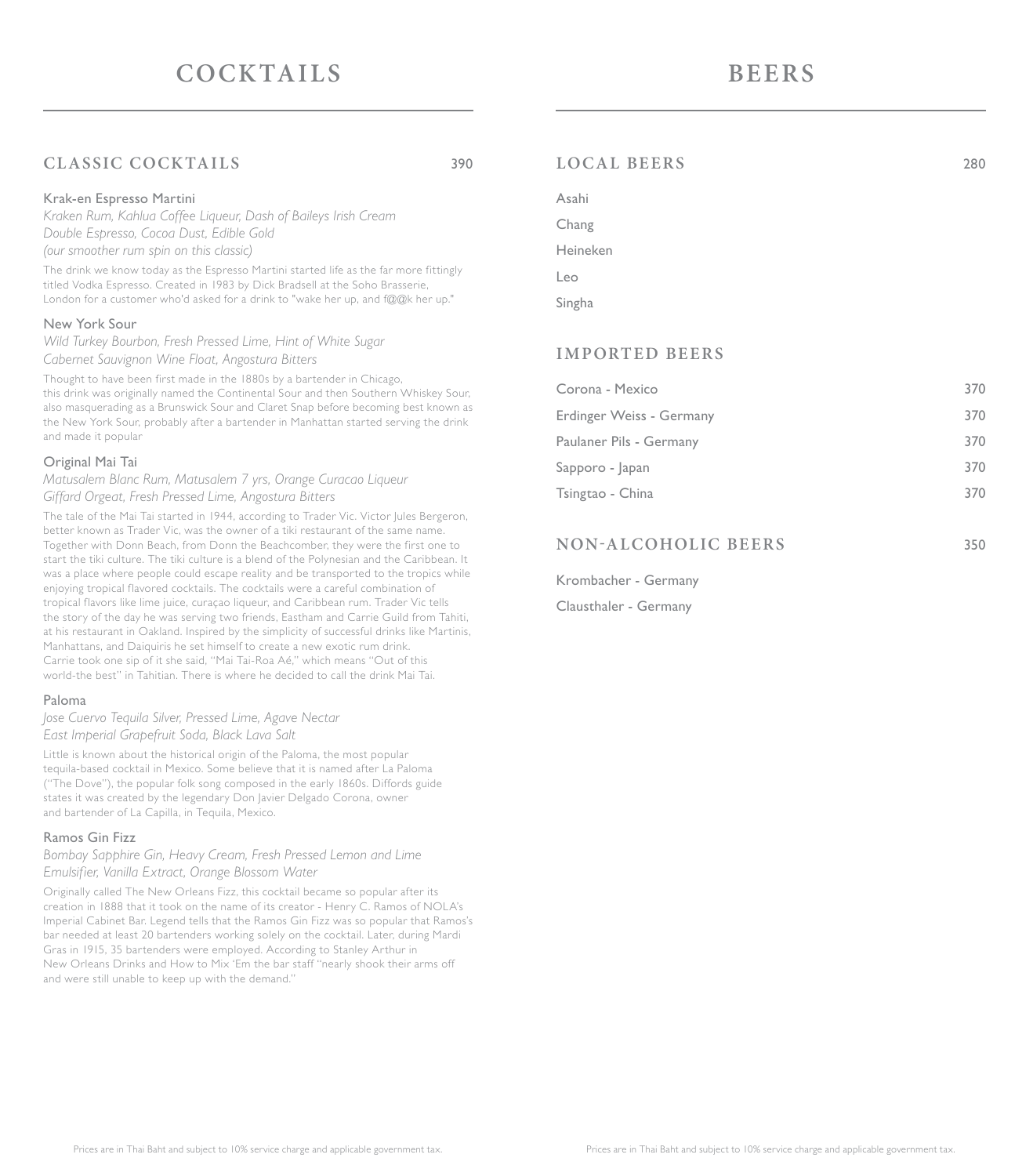# COCKTAILS

## CLASSIC COCKTAILS 390

### Krak-en Espresso Martini

*Kraken Rum, Kahlua Coffee Liqueur, Dash of Baileys Irish Cream*
*Double Espresso, Cocoa Dust, Edible Gold*
*(our smoother rum spin on this classic)*

The drink we know today as the Espresso Martini started life as the far more fittingly titled Vodka Espresso. Created in 1983 by Dick Bradsell at the Soho Brasserie, London for a customer who'd asked for a drink to "wake her up, and f@@k her up."

### New York Sour

*Wild Turkey Bourbon, Fresh Pressed Lime, Hint of White Sugar*
*Cabernet Sauvignon Wine Float, Angostura Bitters*

Thought to have been first made in the 1880s by a bartender in Chicago, this drink was originally named the Continental Sour and then Southern Whiskey Sour, also masquerading as a Brunswick Sour and Claret Snap before becoming best known as the New York Sour, probably after a bartender in Manhattan started serving the drink and made it popular

### Original Mai Tai

*Matusalem Blanc Rum, Matusalem 7 yrs, Orange Curacao Liqueur*
*Giffard Orgeat, Fresh Pressed Lime, Angostura Bitters*

The tale of the Mai Tai started in 1944, according to Trader Vic. Victor Jules Bergeron, better known as Trader Vic, was the owner of a tiki restaurant of the same name. Together with Donn Beach, from Donn the Beachcomber, they were the first one to start the tiki culture. The tiki culture is a blend of the Polynesian and the Caribbean. It was a place where people could escape reality and be transported to the tropics while enjoying tropical flavored cocktails. The cocktails were a careful combination of tropical flavors like lime juice, curaçao liqueur, and Caribbean rum. Trader Vic tells the story of the day he was serving two friends, Eastham and Carrie Guild from Tahiti, at his restaurant in Oakland. Inspired by the simplicity of successful drinks like Martinis, Manhattans, and Daiquiris he set himself to create a new exotic rum drink. Carrie took one sip of it she said, "Mai Tai-Roa Aé," which means "Out of this world-the best" in Tahitian. There is where he decided to call the drink Mai Tai.

### Paloma

*Jose Cuervo Tequila Silver, Pressed Lime, Agave Nectar*
*East Imperial Grapefruit Soda, Black Lava Salt*

Little is known about the historical origin of the Paloma, the most popular tequila-based cocktail in Mexico. Some believe that it is named after La Paloma ("The Dove"), the popular folk song composed in the early 1860s. Diffords guide states it was created by the legendary Don Javier Delgado Corona, owner and bartender of La Capilla, in Tequila, Mexico.

### Ramos Gin Fizz

*Bombay Sapphire Gin, Heavy Cream, Fresh Pressed Lemon and Lime*
*Emulsifier, Vanilla Extract, Orange Blossom Water*

Originally called The New Orleans Fizz, this cocktail became so popular after its creation in 1888 that it took on the name of its creator - Henry C. Ramos of NOLA's Imperial Cabinet Bar. Legend tells that the Ramos Gin Fizz was so popular that Ramos's bar needed at least 20 bartenders working solely on the cocktail. Later, during Mardi Gras in 1915, 35 bartenders were employed. According to Stanley Arthur in New Orleans Drinks and How to Mix 'Em the bar staff "nearly shook their arms off and were still unable to keep up with the demand."

Prices are in Thai Baht and subject to 10% service charge and applicable government tax.

# BEERS

## LOCAL BEERS 280

- Asahi
- Chang
- Heineken
- Leo
- Singha

## IMPORTED BEERS

| Beer | Price |
|---|---|
| Corona - Mexico | 370 |
| Erdinger Weiss - Germany | 370 |
| Paulaner Pils - Germany | 370 |
| Sapporo - Japan | 370 |
| Tsingtao - China | 370 |

## NON-ALCOHOLIC BEERS 350

- Krombacher - Germany
- Clausthaler - Germany

Prices are in Thai Baht and subject to 10% service charge and applicable government tax.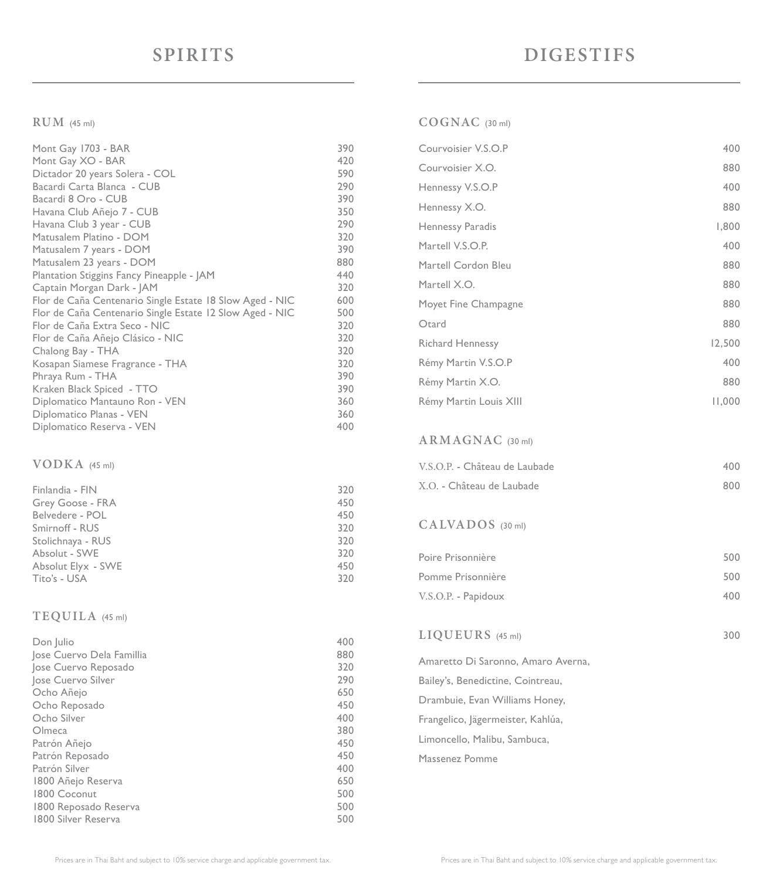# SPIRITS

## RUM (45 ml)

| Item | Price |
| --- | --- |
| Mont Gay 1703 - BAR | 390 |
| Mont Gay XO - BAR | 420 |
| Dictador 20 years Solera - COL | 590 |
| Bacardi Carta Blanca - CUB | 290 |
| Bacardi 8 Oro - CUB | 390 |
| Havana Club Añejo 7 - CUB | 350 |
| Havana Club 3 year - CUB | 290 |
| Matusalem Platino - DOM | 320 |
| Matusalem 7 years - DOM | 390 |
| Matusalem 23 years - DOM | 880 |
| Plantation Stiggins Fancy Pineapple - JAM | 440 |
| Captain Morgan Dark - JAM | 320 |
| Flor de Caña Centenario Single Estate 18 Slow Aged - NIC | 600 |
| Flor de Caña Centenario Single Estate 12 Slow Aged - NIC | 500 |
| Flor de Caña Extra Seco - NIC | 320 |
| Flor de Caña Añejo Clásico - NIC | 320 |
| Chalong Bay - THA | 320 |
| Kosapan Siamese Fragrance - THA | 320 |
| Phraya Rum - THA | 390 |
| Kraken Black Spiced - TTO | 390 |
| Diplomatico Mantauno Ron - VEN | 360 |
| Diplomatico Planas - VEN | 360 |
| Diplomatico Reserva - VEN | 400 |

## VODKA (45 ml)

| Item | Price |
| --- | --- |
| Finlandia - FIN | 320 |
| Grey Goose - FRA | 450 |
| Belvedere - POL | 450 |
| Smirnoff - RUS | 320 |
| Stolichnaya - RUS | 320 |
| Absolut - SWE | 320 |
| Absolut Elyx - SWE | 450 |
| Tito's - USA | 320 |

## TEQUILA (45 ml)

| Item | Price |
| --- | --- |
| Don Julio | 400 |
| Jose Cuervo Dela Famillia | 880 |
| Jose Cuervo Reposado | 320 |
| Jose Cuervo Silver | 290 |
| Ocho Añejo | 650 |
| Ocho Reposado | 450 |
| Ocho Silver | 400 |
| Olmeca | 380 |
| Patrón Añejo | 450 |
| Patrón Reposado | 450 |
| Patrón Silver | 400 |
| 1800 Añejo Reserva | 650 |
| 1800 Coconut | 500 |
| 1800 Reposado Reserva | 500 |
| 1800 Silver Reserva | 500 |

Prices are in Thai Baht and subject to 10% service charge and applicable government tax.

# DIGESTIFS

## COGNAC (30 ml)

| Item | Price |
| --- | --- |
| Courvoisier V.S.O.P | 400 |
| Courvoisier X.O. | 880 |
| Hennessy V.S.O.P | 400 |
| Hennessy X.O. | 880 |
| Hennessy Paradis | 1,800 |
| Martell V.S.O.P. | 400 |
| Martell Cordon Bleu | 880 |
| Martell X.O. | 880 |
| Moyet Fine Champagne | 880 |
| Otard | 880 |
| Richard Hennessy | 12,500 |
| Rémy Martin V.S.O.P | 400 |
| Rémy Martin X.O. | 880 |
| Rémy Martin Louis XIII | 11,000 |

## ARMAGNAC (30 ml)

| Item | Price |
| --- | --- |
| V.S.O.P. - Château de Laubade | 400 |
| X.O. - Château de Laubade | 800 |

## CALVADOS (30 ml)

| Item | Price |
| --- | --- |
| Poire Prisonnière | 500 |
| Pomme Prisonnière | 500 |
| V.S.O.P. - Papidoux | 400 |

## LIQUEURS (45 ml) — 300

Amaretto Di Saronno, Amaro Averna,
Bailey's, Benedictine, Cointreau,
Drambuie, Evan Williams Honey,
Frangelico, Jägermeister, Kahlúa,
Limoncello, Malibu, Sambuca,
Massenez Pomme

Prices are in Thai Baht and subject to 10% service charge and applicable government tax.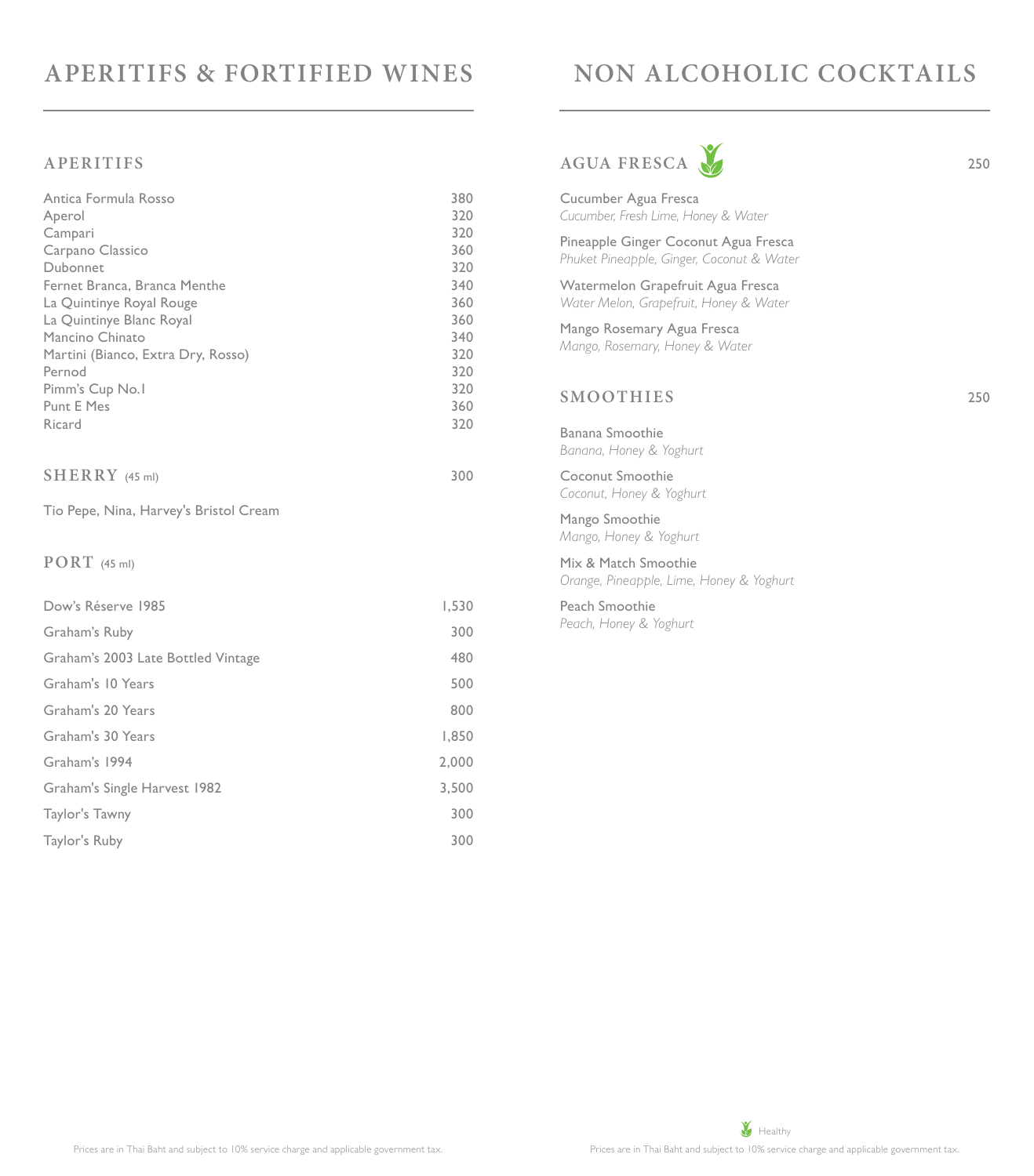# APERITIFS & FORTIFIED WINES

## APERITIFS

| Item | Price |
|---|---|
| Antica Formula Rosso | 380 |
| Aperol | 320 |
| Campari | 320 |
| Carpano Classico | 360 |
| Dubonnet | 320 |
| Fernet Branca, Branca Menthe | 340 |
| La Quintinye Royal Rouge | 360 |
| La Quintinye Blanc Royal | 360 |
| Mancino Chinato | 340 |
| Martini (Bianco, Extra Dry, Rosso) | 320 |
| Pernod | 320 |
| Pimm's Cup No.1 | 320 |
| Punt E Mes | 360 |
| Ricard | 320 |

## SHERRY (45 ml) 300

Tio Pepe, Nina, Harvey's Bristol Cream

## PORT (45 ml)

| Item | Price |
|---|---|
| Dow's Réserve 1985 | 1,530 |
| Graham's Ruby | 300 |
| Graham's 2003 Late Bottled Vintage | 480 |
| Graham's 10 Years | 500 |
| Graham's 20 Years | 800 |
| Graham's 30 Years | 1,850 |
| Graham's 1994 | 2,000 |
| Graham's Single Harvest 1982 | 3,500 |
| Taylor's Tawny | 300 |
| Taylor's Ruby | 300 |

Prices are in Thai Baht and subject to 10% service charge and applicable government tax.

# NON ALCOHOLIC COCKTAILS

## AGUA FRESCA (Healthy) 250

Cucumber Agua Fresca
*Cucumber, Fresh Lime, Honey & Water*

Pineapple Ginger Coconut Agua Fresca
*Phuket Pineapple, Ginger, Coconut & Water*

Watermelon Grapefruit Agua Fresca
*Water Melon, Grapefruit, Honey & Water*

Mango Rosemary Agua Fresca
*Mango, Rosemary, Honey & Water*

## SMOOTHIES 250

Banana Smoothie
*Banana, Honey & Yoghurt*

Coconut Smoothie
*Coconut, Honey & Yoghurt*

Mango Smoothie
*Mango, Honey & Yoghurt*

Mix & Match Smoothie
*Orange, Pineapple, Lime, Honey & Yoghurt*

Peach Smoothie
*Peach, Honey & Yoghurt*

Healthy

Prices are in Thai Baht and subject to 10% service charge and applicable government tax.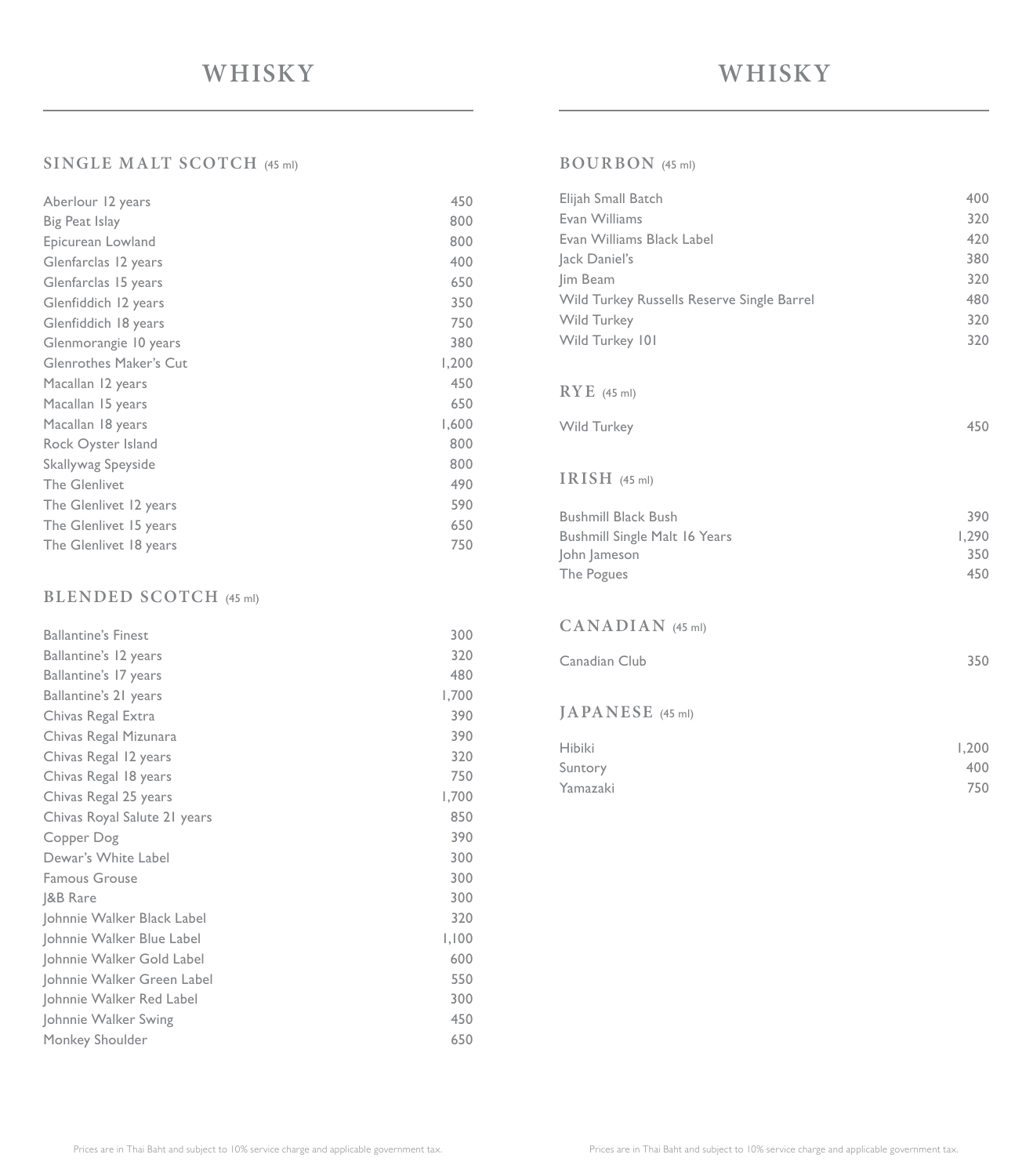# WHISKY

## SINGLE MALT SCOTCH (45 ml)

| Item | Price |
|---|---|
| Aberlour 12 years | 450 |
| Big Peat Islay | 800 |
| Epicurean Lowland | 800 |
| Glenfarclas 12 years | 400 |
| Glenfarclas 15 years | 650 |
| Glenfiddich 12 years | 350 |
| Glenfiddich 18 years | 750 |
| Glenmorangie 10 years | 380 |
| Glenrothes Maker's Cut | 1,200 |
| Macallan 12 years | 450 |
| Macallan 15 years | 650 |
| Macallan 18 years | 1,600 |
| Rock Oyster Island | 800 |
| Skallywag Speyside | 800 |
| The Glenlivet | 490 |
| The Glenlivet 12 years | 590 |
| The Glenlivet 15 years | 650 |
| The Glenlivet 18 years | 750 |

## BLENDED SCOTCH (45 ml)

| Item | Price |
|---|---|
| Ballantine's Finest | 300 |
| Ballantine's 12 years | 320 |
| Ballantine's 17 years | 480 |
| Ballantine's 21 years | 1,700 |
| Chivas Regal Extra | 390 |
| Chivas Regal Mizunara | 390 |
| Chivas Regal 12 years | 320 |
| Chivas Regal 18 years | 750 |
| Chivas Regal 25 years | 1,700 |
| Chivas Royal Salute 21 years | 850 |
| Copper Dog | 390 |
| Dewar's White Label | 300 |
| Famous Grouse | 300 |
| J&B Rare | 300 |
| Johnnie Walker Black Label | 320 |
| Johnnie Walker Blue Label | 1,100 |
| Johnnie Walker Gold Label | 600 |
| Johnnie Walker Green Label | 550 |
| Johnnie Walker Red Label | 300 |
| Johnnie Walker Swing | 450 |
| Monkey Shoulder | 650 |

Prices are in Thai Baht and subject to 10% service charge and applicable government tax.

# WHISKY

## BOURBON (45 ml)

| Item | Price |
|---|---|
| Elijah Small Batch | 400 |
| Evan Williams | 320 |
| Evan Williams Black Label | 420 |
| Jack Daniel's | 380 |
| Jim Beam | 320 |
| Wild Turkey Russells Reserve Single Barrel | 480 |
| Wild Turkey | 320 |
| Wild Turkey 101 | 320 |

## RYE (45 ml)

| Item | Price |
|---|---|
| Wild Turkey | 450 |

## IRISH (45 ml)

| Item | Price |
|---|---|
| Bushmill Black Bush | 390 |
| Bushmill Single Malt 16 Years | 1,290 |
| John Jameson | 350 |
| The Pogues | 450 |

## CANADIAN (45 ml)

| Item | Price |
|---|---|
| Canadian Club | 350 |

## JAPANESE (45 ml)

| Item | Price |
|---|---|
| Hibiki | 1,200 |
| Suntory | 400 |
| Yamazaki | 750 |

Prices are in Thai Baht and subject to 10% service charge and applicable government tax.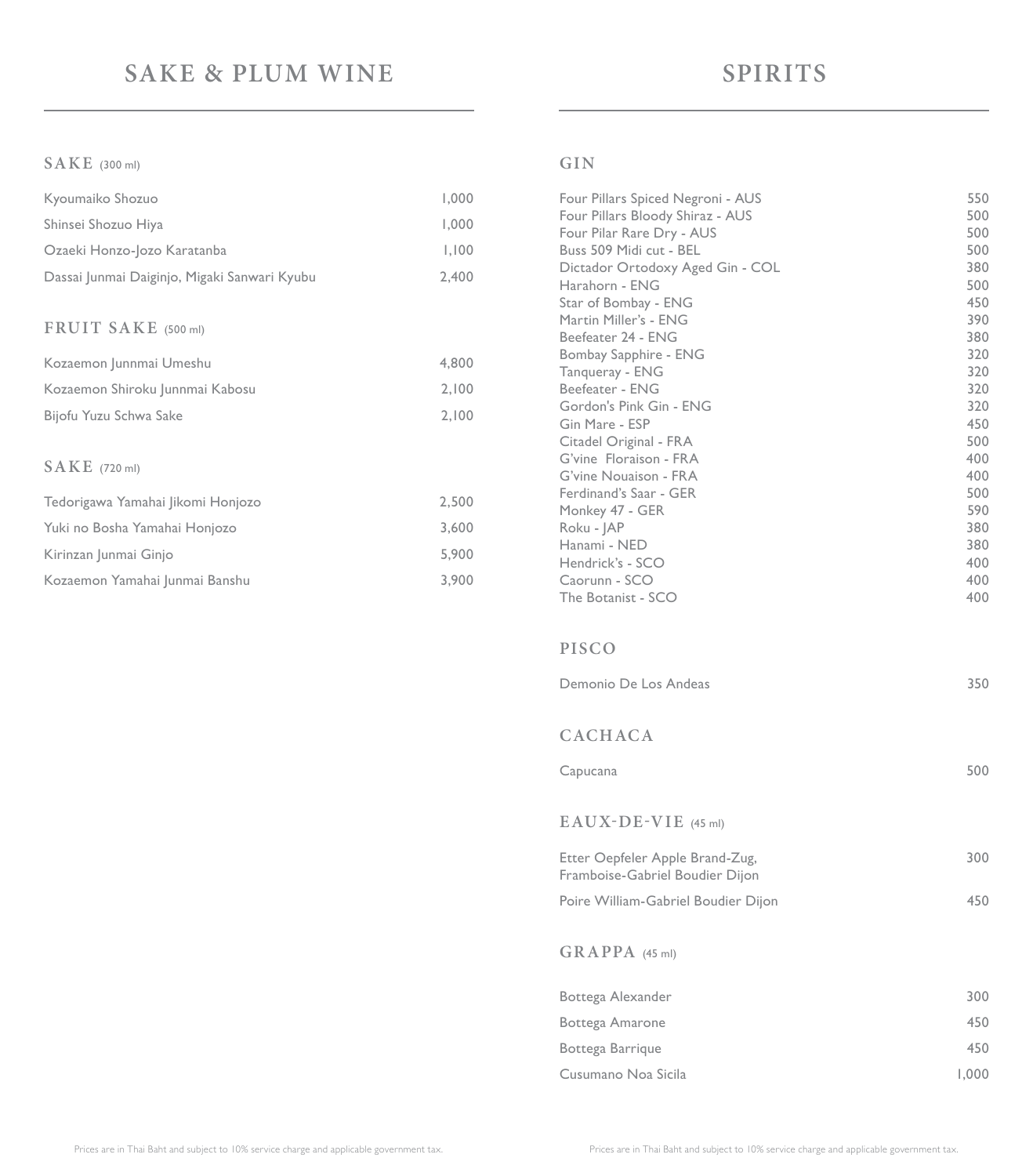## SAKE & PLUM WINE

### SAKE (300 ml)

| | |
|---|---|
| Kyoumaiko Shozuo | 1,000 |
| Shinsei Shozuo Hiya | 1,000 |
| Ozaeki Honzo-Jozo Karatanba | 1,100 |
| Dassai Junmai Daiginjo, Migaki Sanwari Kyubu | 2,400 |

### FRUIT SAKE (500 ml)

| | |
|---|---|
| Kozaemon Junnmai Umeshu | 4,800 |
| Kozaemon Shiroku Junnmai Kabosu | 2,100 |
| Bijofu Yuzu Schwa Sake | 2,100 |

### SAKE (720 ml)

| | |
|---|---|
| Tedorigawa Yamahai Jikomi Honjozo | 2,500 |
| Yuki no Bosha Yamahai Honjozo | 3,600 |
| Kirinzan Junmai Ginjo | 5,900 |
| Kozaemon Yamahai Junmai Banshu | 3,900 |

## SPIRITS

### GIN

| | |
|---|---|
| Four Pillars Spiced Negroni - AUS | 550 |
| Four Pillars Bloody Shiraz - AUS | 500 |
| Four Pilar Rare Dry - AUS | 500 |
| Buss 509 Midi cut - BEL | 500 |
| Dictador Ortodoxy Aged Gin - COL | 380 |
| Harahorn - ENG | 500 |
| Star of Bombay - ENG | 450 |
| Martin Miller's - ENG | 390 |
| Beefeater 24 - ENG | 380 |
| Bombay Sapphire - ENG | 320 |
| Tanqueray - ENG | 320 |
| Beefeater - ENG | 320 |
| Gordon's Pink Gin - ENG | 320 |
| Gin Mare - ESP | 450 |
| Citadel Original - FRA | 500 |
| G'vine Floraison - FRA | 400 |
| G'vine Nouaison - FRA | 400 |
| Ferdinand's Saar - GER | 500 |
| Monkey 47 - GER | 590 |
| Roku - JAP | 380 |
| Hanami - NED | 380 |
| Hendrick's - SCO | 400 |
| Caorunn - SCO | 400 |
| The Botanist - SCO | 400 |

### PISCO

| | |
|---|---|
| Demonio De Los Andeas | 350 |

### CACHACA

| | |
|---|---|
| Capucana | 500 |

### EAUX-DE-VIE (45 ml)

| | |
|---|---|
| Etter Oepfeler Apple Brand-Zug, Framboise-Gabriel Boudier Dijon | 300 |
| Poire William-Gabriel Boudier Dijon | 450 |

### GRAPPA (45 ml)

| | |
|---|---|
| Bottega Alexander | 300 |
| Bottega Amarone | 450 |
| Bottega Barrique | 450 |
| Cusumano Noa Sicila | 1,000 |

Prices are in Thai Baht and subject to 10% service charge and applicable government tax.